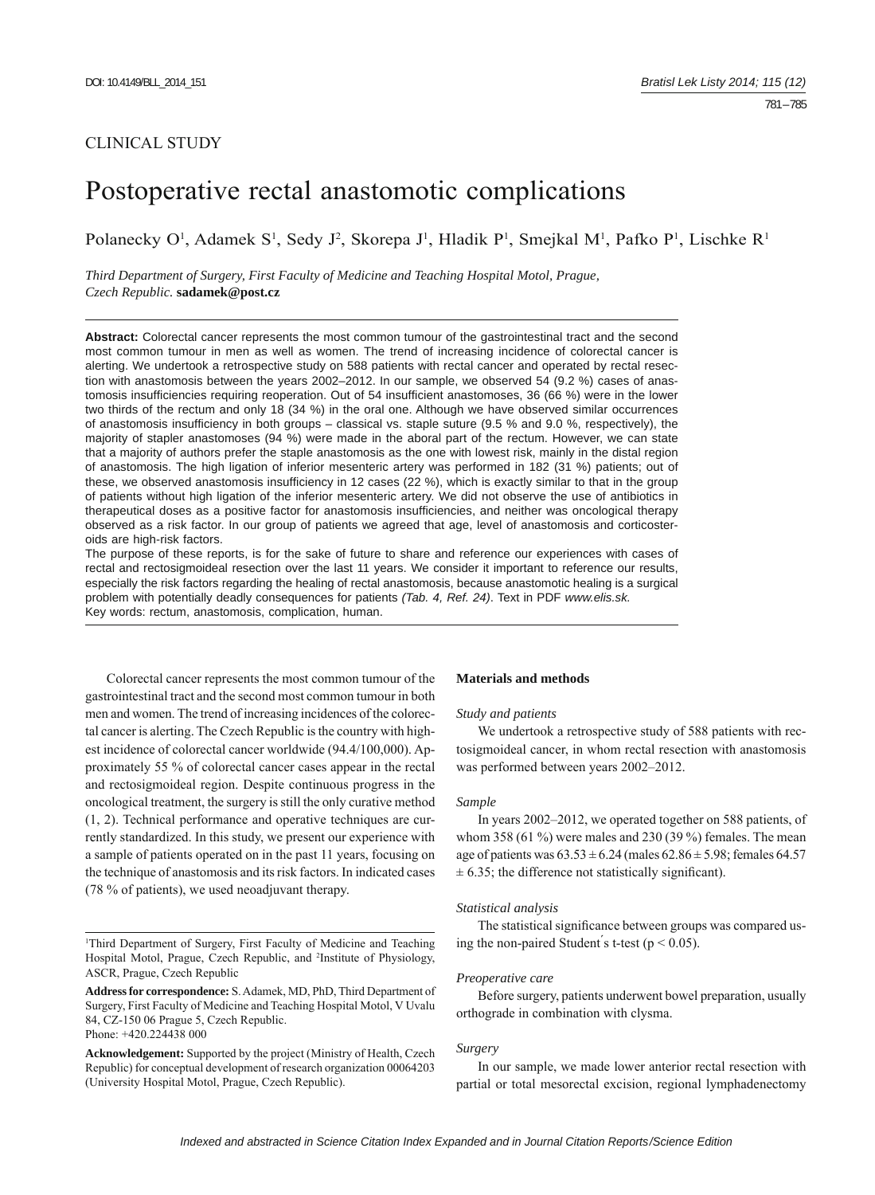CLINICAL STUDY

# Postoperative rectal anastomotic complications

Polanecky O[1], Adamek S[1], Sedy J[2], Skorepa J[1], Hladik P[1], Smejkal M[1], Pafko P[1], Lischke R[1]

*Third Department of Surgery, First Faculty of Medicine and Teaching Hospital Motol, Prague, Czech Republic.* **sadamek@post.cz**

**Abstract:** Colorectal cancer represents the most common tumour of the gastrointestinal tract and the second most common tumour in men as well as women. The trend of increasing incidence of colorectal cancer is alerting. We undertook a retrospective study on 588 patients with rectal cancer and operated by rectal resection with anastomosis between the years 2002–2012. In our sample, we observed 54 (9.2 %) cases of anastomosis insufficiencies requiring reoperation. Out of 54 insufficient anastomoses, 36 (66 %) were in the lower two thirds of the rectum and only 18 (34 %) in the oral one. Although we have observed similar occurrences of anastomosis insufficiency in both groups – classical vs. staple suture (9.5 % and 9.0 %, respectively), the majority of stapler anastomoses (94 %) were made in the aboral part of the rectum. However, we can state that a majority of authors prefer the staple anastomosis as the one with lowest risk, mainly in the distal region of anastomosis. The high ligation of inferior mesenteric artery was performed in 182 (31 %) patients; out of these, we observed anastomosis insufficiency in 12 cases (22 %), which is exactly similar to that in the group of patients without high ligation of the inferior mesenteric artery. We did not observe the use of antibiotics in therapeutical doses as a positive factor for anastomosis insufficiencies, and neither was oncological therapy observed as a risk factor. In our group of patients we agreed that age, level of anastomosis and corticosteroids are high-risk factors.

The purpose of these reports, is for the sake of future to share and reference our experiences with cases of rectal and rectosigmoideal resection over the last 11 years. We consider it important to reference our results, especially the risk factors regarding the healing of rectal anastomosis, because anastomotic healing is a surgical problem with potentially deadly consequences for patients *(Tab. 4, Ref. 24)*. Text in PDF *www.elis.sk.*

Key words: rectum, anastomosis, complication, human.

Colorectal cancer represents the most common tumour of the gastrointestinal tract and the second most common tumour in both men and women. The trend of increasing incidences of the colorectal cancer is alerting. The Czech Republic is the country with highest incidence of colorectal cancer worldwide (94.4/100,000). Approximately 55 % of colorectal cancer cases appear in the rectal and rectosigmoideal region. Despite continuous progress in the oncological treatment, the surgery is still the only curative method (1, 2). Technical performance and operative techniques are currently standardized. In this study, we present our experience with a sample of patients operated on in the past 11 years, focusing on the technique of anastomosis and its risk factors. In indicated cases (78 % of patients), we used neoadjuvant therapy.

[1]Third Department of Surgery, First Faculty of Medicine and Teaching Hospital Motol, Prague, Czech Republic, and [2]Institute of Physiology, ASCR, Prague, Czech Republic

**Address for correspondence:** S. Adamek, MD, PhD, Third Department of Surgery, First Faculty of Medicine and Teaching Hospital Motol, V Uvalu 84, CZ-150 06 Prague 5, Czech Republic.
Phone: +420.224438 000

**Acknowledgement:** Supported by the project (Ministry of Health, Czech Republic) for conceptual development of research organization 00064203 (University Hospital Motol, Prague, Czech Republic).

## Materials and methods

### Study and patients

We undertook a retrospective study of 588 patients with rectosigmoideal cancer, in whom rectal resection with anastomosis was performed between years 2002–2012.

### Sample

In years 2002–2012, we operated together on 588 patients, of whom 358 (61 %) were males and 230 (39 %) females. The mean age of patients was $63.53 \pm 6.24$ (males $62.86 \pm 5.98$; females $64.57 \pm 6.35$; the difference not statistically significant).

### Statistical analysis

The statistical significance between groups was compared using the non-paired Student´s t-test ($p < 0.05$).

### Preoperative care

Before surgery, patients underwent bowel preparation, usually orthograde in combination with clysma.

### Surgery

In our sample, we made lower anterior rectal resection with partial or total mesorectal excision, regional lymphadenectomy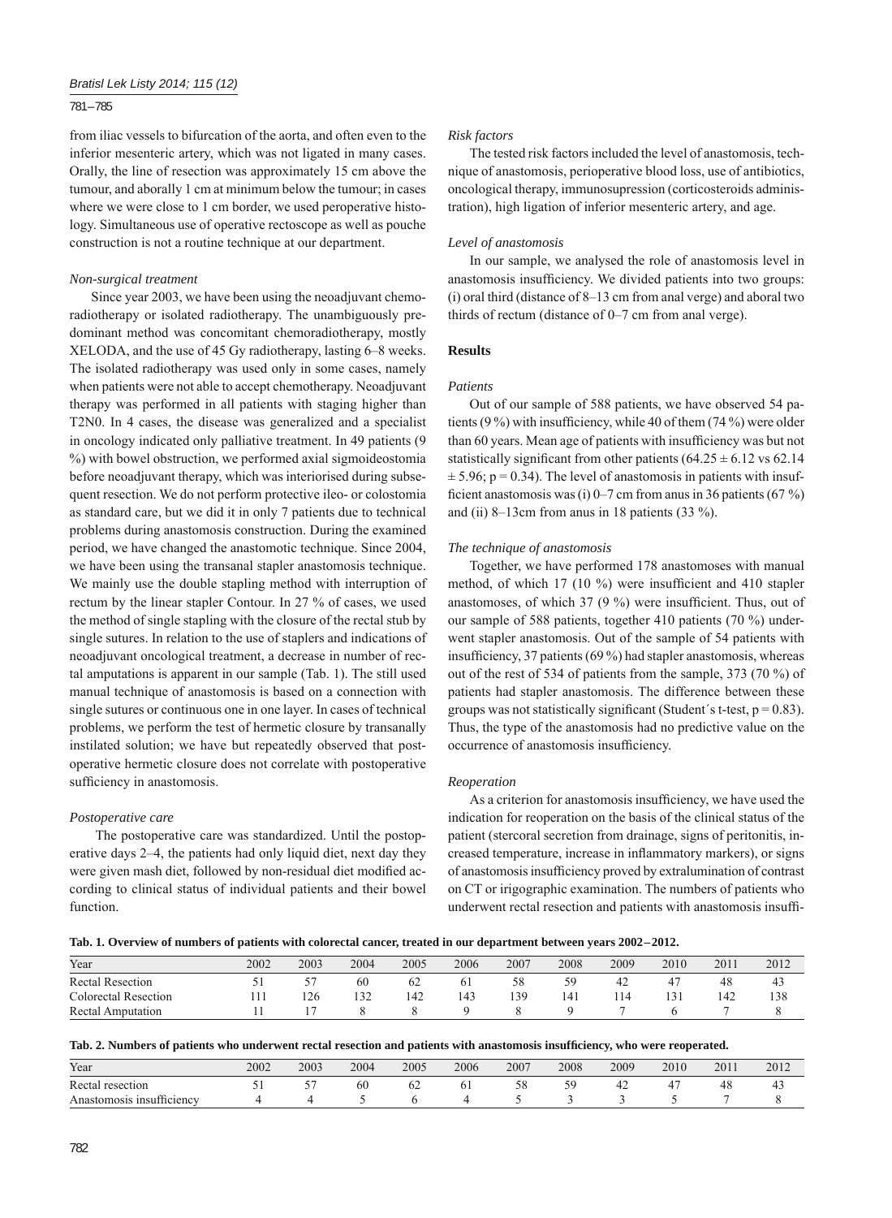from iliac vessels to bifurcation of the aorta, and often even to the inferior mesenteric artery, which was not ligated in many cases. Orally, the line of resection was approximately 15 cm above the tumour, and aborally 1 cm at minimum below the tumour; in cases where we were close to 1 cm border, we used peroperative histology. Simultaneous use of operative rectoscope as well as pouche construction is not a routine technique at our department.

*Non-surgical treatment*

Since year 2003, we have been using the neoadjuvant chemoradiotherapy or isolated radiotherapy. The unambiguously predominant method was concomitant chemoradiotherapy, mostly XELODA, and the use of 45 Gy radiotherapy, lasting 6–8 weeks. The isolated radiotherapy was used only in some cases, namely when patients were not able to accept chemotherapy. Neoadjuvant therapy was performed in all patients with staging higher than T2N0. In 4 cases, the disease was generalized and a specialist in oncology indicated only palliative treatment. In 49 patients (9 %) with bowel obstruction, we performed axial sigmoideostomia before neoadjuvant therapy, which was interiorised during subsequent resection. We do not perform protective ileo- or colostomia as standard care, but we did it in only 7 patients due to technical problems during anastomosis construction. During the examined period, we have changed the anastomotic technique. Since 2004, we have been using the transanal stapler anastomosis technique. We mainly use the double stapling method with interruption of rectum by the linear stapler Contour. In 27 % of cases, we used the method of single stapling with the closure of the rectal stub by single sutures. In relation to the use of staplers and indications of neoadjuvant oncological treatment, a decrease in number of rectal amputations is apparent in our sample (Tab. 1). The still used manual technique of anastomosis is based on a connection with single sutures or continuous one in one layer. In cases of technical problems, we perform the test of hermetic closure by transanally instilated solution; we have but repeatedly observed that postoperative hermetic closure does not correlate with postoperative sufficiency in anastomosis.

*Postoperative care*

The postoperative care was standardized. Until the postoperative days 2–4, the patients had only liquid diet, next day they were given mash diet, followed by non-residual diet modified according to clinical status of individual patients and their bowel function.

*Risk factors*

The tested risk factors included the level of anastomosis, technique of anastomosis, perioperative blood loss, use of antibiotics, oncological therapy, immunosupression (corticosteroids administration), high ligation of inferior mesenteric artery, and age.

*Level of anastomosis*

In our sample, we analysed the role of anastomosis level in anastomosis insufficiency. We divided patients into two groups: (i) oral third (distance of 8–13 cm from anal verge) and aboral two thirds of rectum (distance of 0–7 cm from anal verge).

## Results

*Patients*

Out of our sample of 588 patients, we have observed 54 patients (9 %) with insufficiency, while 40 of them (74 %) were older than 60 years. Mean age of patients with insufficiency was but not statistically significant from other patients ($64.25 \pm 6.12$ vs $62.14 \pm 5.96$; $p = 0.34$). The level of anastomosis in patients with insufficient anastomosis was (i) 0–7 cm from anus in 36 patients (67 %) and (ii) 8–13cm from anus in 18 patients (33 %).

*The technique of anastomosis*

Together, we have performed 178 anastomoses with manual method, of which 17 (10 %) were insufficient and 410 stapler anastomoses, of which 37 (9 %) were insufficient. Thus, out of our sample of 588 patients, together 410 patients (70 %) underwent stapler anastomosis. Out of the sample of 54 patients with insufficiency, 37 patients (69 %) had stapler anastomosis, whereas out of the rest of 534 of patients from the sample, 373 (70 %) of patients had stapler anastomosis. The difference between these groups was not statistically significant (Student´s t-test, $p = 0.83$). Thus, the type of the anastomosis had no predictive value on the occurrence of anastomosis insufficiency.

*Reoperation*

As a criterion for anastomosis insufficiency, we have used the indication for reoperation on the basis of the clinical status of the patient (stercoral secretion from drainage, signs of peritonitis, increased temperature, increase in inflammatory markers), or signs of anastomosis insufficiency proved by extralumination of contrast on CT or irigographic examination. The numbers of patients who underwent rectal resection and patients with anastomosis insuffi-

**Tab. 1. Overview of numbers of patients with colorectal cancer, treated in our department between years 2002–2012.**

| Year | 2002 | 2003 | 2004 | 2005 | 2006 | 2007 | 2008 | 2009 | 2010 | 2011 | 2012 |
|---|---|---|---|---|---|---|---|---|---|---|---|
| Rectal Resection | 51 | 57 | 60 | 62 | 61 | 58 | 59 | 42 | 47 | 48 | 43 |
| Colorectal Resection | 111 | 126 | 132 | 142 | 143 | 139 | 141 | 114 | 131 | 142 | 138 |
| Rectal Amputation | 11 | 17 | 8 | 8 | 9 | 8 | 9 | 7 | 6 | 7 | 8 |

**Tab. 2. Numbers of patients who underwent rectal resection and patients with anastomosis insufficiency, who were reoperated.**

| Year | 2002 | 2003 | 2004 | 2005 | 2006 | 2007 | 2008 | 2009 | 2010 | 2011 | 2012 |
|---|---|---|---|---|---|---|---|---|---|---|---|
| Rectal resection | 51 | 57 | 60 | 62 | 61 | 58 | 59 | 42 | 47 | 48 | 43 |
| Anastomosis insufficiency | 4 | 4 | 5 | 6 | 4 | 5 | 3 | 3 | 5 | 7 | 8 |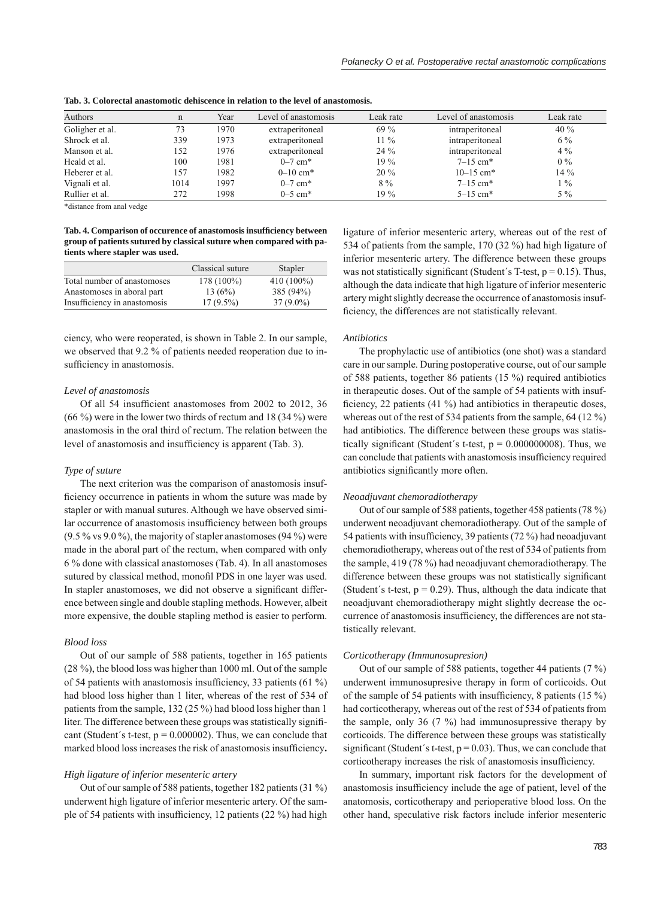**Tab. 3. Colorectal anastomotic dehiscence in relation to the level of anastomosis.**

| Authors | n | Year | Level of anastomosis | Leak rate | Level of anastomosis | Leak rate |
|---|---|---|---|---|---|---|
| Goligher et al. | 73 | 1970 | extraperitoneal | 69 % | intraperitoneal | 40 % |
| Shrock et al. | 339 | 1973 | extraperitoneal | 11 % | intraperitoneal | 6 % |
| Manson et al. | 152 | 1976 | extraperitoneal | 24 % | intraperitoneal | 4 % |
| Heald et al. | 100 | 1981 | 0–7 cm* | 19 % | 7–15 cm* | 0 % |
| Heberer et al. | 157 | 1982 | 0–10 cm* | 20 % | 10–15 cm* | 14 % |
| Vignali et al. | 1014 | 1997 | 0–7 cm* | 8 % | 7–15 cm* | 1 % |
| Rullier et al. | 272 | 1998 | 0–5 cm* | 19 % | 5–15 cm* | 5 % |

*distance from anal vedge

**Tab. 4. Comparison of occurence of anastomosis insufficiency between group of patients sutured by classical suture when compared with patients where stapler was used.**

| | Classical suture | Stapler |
|---|---|---|
| Total number of anastomoses | 178 (100%) | 410 (100%) |
| Anastomoses in aboral part | 13 (6%) | 385 (94%) |
| Insufficiency in anastomosis | 17 (9.5%) | 37 (9.0%) |

ciency, who were reoperated, is shown in Table 2. In our sample, we observed that 9.2 % of patients needed reoperation due to insufficiency in anastomosis.

*Level of anastomosis*

Of all 54 insufficient anastomoses from 2002 to 2012, 36 (66 %) were in the lower two thirds of rectum and 18 (34 %) were anastomosis in the oral third of rectum. The relation between the level of anastomosis and insufficiency is apparent (Tab. 3).

*Type of suture*

The next criterion was the comparison of anastomosis insufficiency occurrence in patients in whom the suture was made by stapler or with manual sutures. Although we have observed similar occurrence of anastomosis insufficiency between both groups (9.5 % vs 9.0 %), the majority of stapler anastomoses (94 %) were made in the aboral part of the rectum, when compared with only 6 % done with classical anastomoses (Tab. 4). In all anastomoses sutured by classical method, monofil PDS in one layer was used. In stapler anastomoses, we did not observe a significant difference between single and double stapling methods. However, albeit more expensive, the double stapling method is easier to perform.

*Blood loss*

Out of our sample of 588 patients, together in 165 patients (28 %), the blood loss was higher than 1000 ml. Out of the sample of 54 patients with anastomosis insufficiency, 33 patients (61 %) had blood loss higher than 1 liter, whereas of the rest of 534 of patients from the sample, 132 (25 %) had blood loss higher than 1 liter. The difference between these groups was statistically significant (Student´s t-test, $p = 0.000002$). Thus, we can conclude that marked blood loss increases the risk of anastomosis insufficiency**.**

*High ligature of inferior mesenteric artery*

Out of our sample of 588 patients, together 182 patients (31 %) underwent high ligature of inferior mesenteric artery. Of the sample of 54 patients with insufficiency, 12 patients (22 %) had high ligature of inferior mesenteric artery, whereas out of the rest of 534 of patients from the sample, 170 (32 %) had high ligature of inferior mesenteric artery. The difference between these groups was not statistically significant (Student´s T-test, $p = 0.15$). Thus, although the data indicate that high ligature of inferior mesenteric artery might slightly decrease the occurrence of anastomosis insufficiency, the differences are not statistically relevant.

*Antibiotics*

The prophylactic use of antibiotics (one shot) was a standard care in our sample. During postoperative course, out of our sample of 588 patients, together 86 patients (15 %) required antibiotics in therapeutic doses. Out of the sample of 54 patients with insufficiency, 22 patients (41 %) had antibiotics in therapeutic doses, whereas out of the rest of 534 patients from the sample, 64 (12 %) had antibiotics. The difference between these groups was statistically significant (Student´s t-test, $p = 0.000000008$). Thus, we can conclude that patients with anastomosis insufficiency required antibiotics significantly more often.

*Neoadjuvant chemoradiotherapy*

Out of our sample of 588 patients, together 458 patients (78 %) underwent neoadjuvant chemoradiotherapy. Out of the sample of 54 patients with insufficiency, 39 patients (72 %) had neoadjuvant chemoradiotherapy, whereas out of the rest of 534 of patients from the sample, 419 (78 %) had neoadjuvant chemoradiotherapy. The difference between these groups was not statistically significant (Student´s t-test, $p = 0.29$). Thus, although the data indicate that neoadjuvant chemoradiotherapy might slightly decrease the occurrence of anastomosis insufficiency, the differences are not statistically relevant.

*Corticotherapy (Immunosupresion)*

Out of our sample of 588 patients, together 44 patients (7 %) underwent immunosupresive therapy in form of corticoids. Out of the sample of 54 patients with insufficiency, 8 patients (15 %) had corticotherapy, whereas out of the rest of 534 of patients from the sample, only 36 (7 %) had immunosuppressive therapy by corticoids. The difference between these groups was statistically significant (Student´s t-test, $p = 0.03$). Thus, we can conclude that corticotherapy increases the risk of anastomosis insufficiency.

In summary, important risk factors for the development of anastomosis insufficiency include the age of patient, level of the anatomosis, corticotherapy and perioperative blood loss. On the other hand, speculative risk factors include inferior mesenteric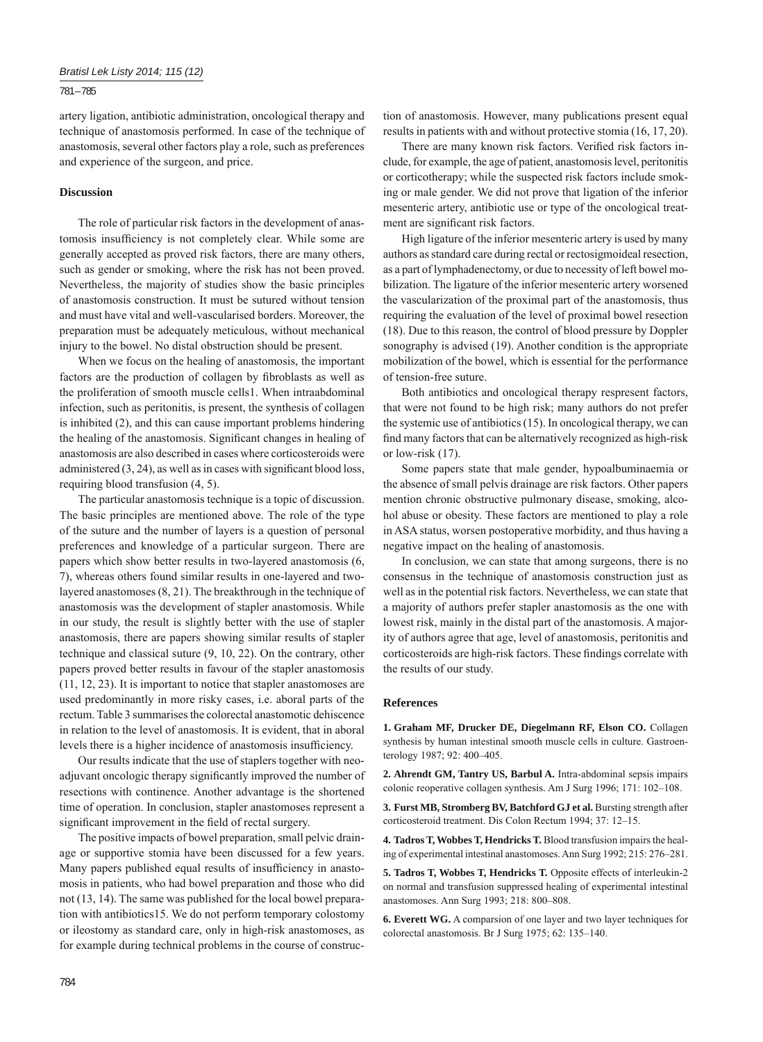artery ligation, antibiotic administration, oncological therapy and technique of anastomosis performed. In case of the technique of anastomosis, several other factors play a role, such as preferences and experience of the surgeon, and price.

## Discussion

The role of particular risk factors in the development of anastomosis insufficiency is not completely clear. While some are generally accepted as proved risk factors, there are many others, such as gender or smoking, where the risk has not been proved. Nevertheless, the majority of studies show the basic principles of anastomosis construction. It must be sutured without tension and must have vital and well-vascularised borders. Moreover, the preparation must be adequately meticulous, without mechanical injury to the bowel. No distal obstruction should be present.

When we focus on the healing of anastomosis, the important factors are the production of collagen by fibroblasts as well as the proliferation of smooth muscle cells1. When intraabdominal infection, such as peritonitis, is present, the synthesis of collagen is inhibited (2), and this can cause important problems hindering the healing of the anastomosis. Significant changes in healing of anastomosis are also described in cases where corticosteroids were administered (3, 24), as well as in cases with significant blood loss, requiring blood transfusion (4, 5).

The particular anastomosis technique is a topic of discussion. The basic principles are mentioned above. The role of the type of the suture and the number of layers is a question of personal preferences and knowledge of a particular surgeon. There are papers which show better results in two-layered anastomosis (6, 7), whereas others found similar results in one-layered and two-layered anastomoses (8, 21). The breakthrough in the technique of anastomosis was the development of stapler anastomosis. While in our study, the result is slightly better with the use of stapler anastomosis, there are papers showing similar results of stapler technique and classical suture (9, 10, 22). On the contrary, other papers proved better results in favour of the stapler anastomosis (11, 12, 23). It is important to notice that stapler anastomoses are used predominantly in more risky cases, i.e. aboral parts of the rectum. Table 3 summarises the colorectal anastomotic dehiscence in relation to the level of anastomosis. It is evident, that in aboral levels there is a higher incidence of anastomosis insufficiency.

Our results indicate that the use of staplers together with neoadjuvant oncologic therapy significantly improved the number of resections with continence. Another advantage is the shortened time of operation. In conclusion, stapler anastomoses represent a significant improvement in the field of rectal surgery.

The positive impacts of bowel preparation, small pelvic drainage or supportive stomia have been discussed for a few years. Many papers published equal results of insufficiency in anastomosis in patients, who had bowel preparation and those who did not (13, 14). The same was published for the local bowel preparation with antibiotics15. We do not perform temporary colostomy or ileostomy as standard care, only in high-risk anastomoses, as for example during technical problems in the course of construction of anastomosis. However, many publications present equal results in patients with and without protective stomia (16, 17, 20).

There are many known risk factors. Verified risk factors include, for example, the age of patient, anastomosis level, peritonitis or corticotherapy; while the suspected risk factors include smoking or male gender. We did not prove that ligation of the inferior mesenteric artery, antibiotic use or type of the oncological treatment are significant risk factors.

High ligature of the inferior mesenteric artery is used by many authors as standard care during rectal or rectosigmoideal resection, as a part of lymphadenectomy, or due to necessity of left bowel mobilization. The ligature of the inferior mesenteric artery worsened the vascularization of the proximal part of the anastomosis, thus requiring the evaluation of the level of proximal bowel resection (18). Due to this reason, the control of blood pressure by Doppler sonography is advised (19). Another condition is the appropriate mobilization of the bowel, which is essential for the performance of tension-free suture.

Both antibiotics and oncological therapy respresent factors, that were not found to be high risk; many authors do not prefer the systemic use of antibiotics (15). In oncological therapy, we can find many factors that can be alternatively recognized as high-risk or low-risk (17).

Some papers state that male gender, hypoalbuminaemia or the absence of small pelvis drainage are risk factors. Other papers mention chronic obstructive pulmonary disease, smoking, alcohol abuse or obesity. These factors are mentioned to play a role in ASA status, worsen postoperative morbidity, and thus having a negative impact on the healing of anastomosis.

In conclusion, we can state that among surgeons, there is no consensus in the technique of anastomosis construction just as well as in the potential risk factors. Nevertheless, we can state that a majority of authors prefer stapler anastomosis as the one with lowest risk, mainly in the distal part of the anastomosis. A majority of authors agree that age, level of anastomosis, peritonitis and corticosteroids are high-risk factors. These findings correlate with the results of our study.

## References

**1. Graham MF, Drucker DE, Diegelmann RF, Elson CO.** Collagen synthesis by human intestinal smooth muscle cells in culture. Gastroenterology 1987; 92: 400–405.

**2. Ahrendt GM, Tantry US, Barbul A.** Intra-abdominal sepsis impairs colonic reoperative collagen synthesis. Am J Surg 1996; 171: 102–108.

**3. Furst MB, Stromberg BV, Batchford GJ et al.** Bursting strength after corticosteroid treatment. Dis Colon Rectum 1994; 37: 12–15.

**4. Tadros T, Wobbes T, Hendricks T.** Blood transfusion impairs the healing of experimental intestinal anastomoses. Ann Surg 1992; 215: 276–281.

**5. Tadros T, Wobbes T, Hendricks T.** Opposite effects of interleukin-2 on normal and transfusion suppressed healing of experimental intestinal anastomoses. Ann Surg 1993; 218: 800–808.

**6. Everett WG.** A comparsion of one layer and two layer techniques for colorectal anastomosis. Br J Surg 1975; 62: 135–140.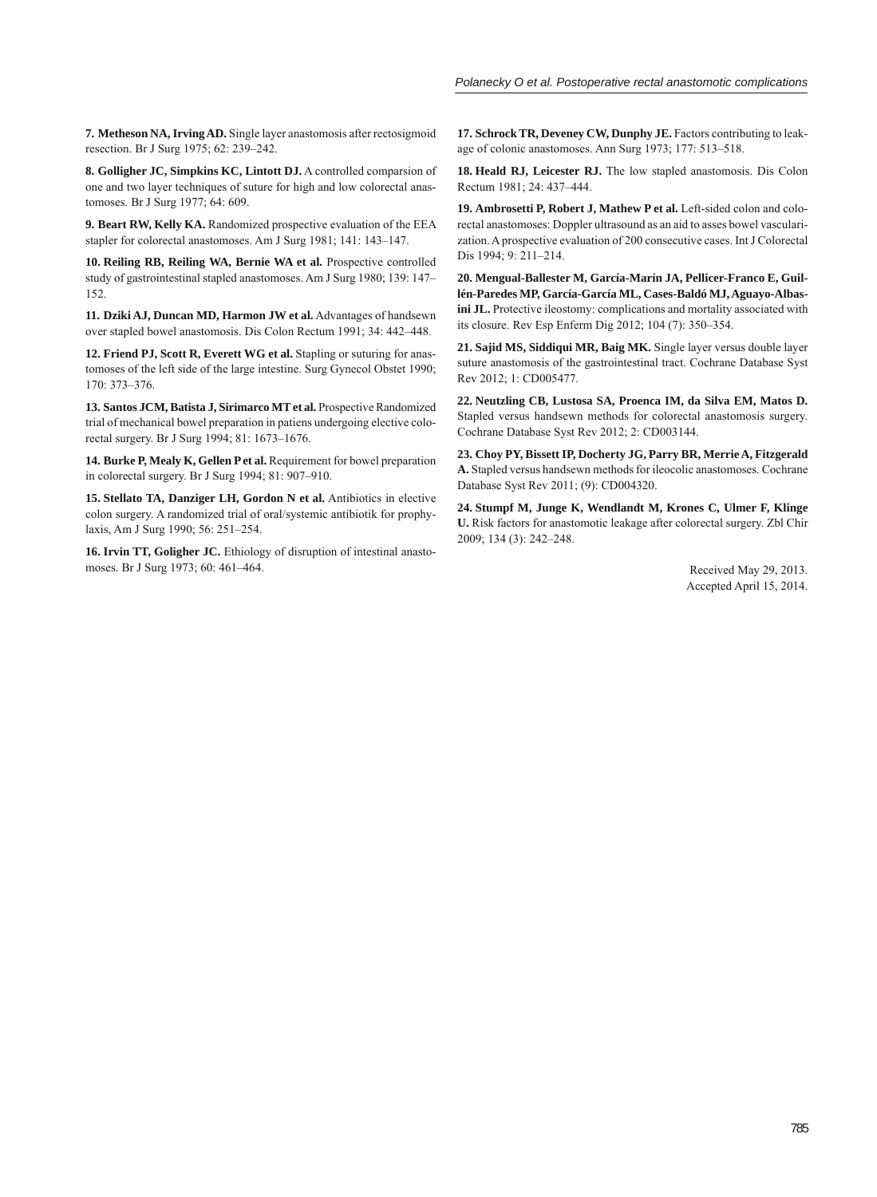**7. Metheson NA, Irving AD.** Single layer anastomosis after rectosigmoid resection. Br J Surg 1975; 62: 239–242.

**8. Golligher JC, Simpkins KC, Lintott DJ.** A controlled comparsion of one and two layer techniques of suture for high and low colorectal anastomoses. Br J Surg 1977; 64: 609.

**9. Beart RW, Kelly KA.** Randomized prospective evaluation of the EEA stapler for colorectal anastomoses. Am J Surg 1981; 141: 143–147.

**10. Reiling RB, Reiling WA, Bernie WA et al.** Prospective controlled study of gastrointestinal stapled anastomoses. Am J Surg 1980; 139: 147–152.

**11. Dziki AJ, Duncan MD, Harmon JW et al.** Advantages of handsewn over stapled bowel anastomosis. Dis Colon Rectum 1991; 34: 442–448.

**12. Friend PJ, Scott R, Everett WG et al.** Stapling or suturing for anastomoses of the left side of the large intestine. Surg Gynecol Obstet 1990; 170: 373–376.

**13. Santos JCM, Batista J, Sirimarco MT et al.** Prospective Randomized trial of mechanical bowel preparation in patiens undergoing elective colorectal surgery. Br J Surg 1994; 81: 1673–1676.

**14. Burke P, Mealy K, Gellen P et al.** Requirement for bowel preparation in colorectal surgery. Br J Surg 1994; 81: 907–910.

**15. Stellato TA, Danziger LH, Gordon N et al.** Antibiotics in elective colon surgery. A randomized trial of oral/systemic antibiotik for prophylaxis, Am J Surg 1990; 56: 251–254.

**16. Irvin TT, Goligher JC.** Ethiology of disruption of intestinal anastomoses. Br J Surg 1973; 60: 461–464.

**17. Schrock TR, Deveney CW, Dunphy JE.** Factors contributing to leakage of colonic anastomoses. Ann Surg 1973; 177: 513–518.

**18. Heald RJ, Leicester RJ.** The low stapled anastomosis. Dis Colon Rectum 1981; 24: 437–444.

**19. Ambrosetti P, Robert J, Mathew P et al.** Left-sided colon and colorectal anastomoses: Doppler ultrasound as an aid to asses bowel vascularization. A prospective evaluation of 200 consecutive cases. Int J Colorectal Dis 1994; 9: 211–214.

**20. Mengual-Ballester M, García-Marín JA, Pellicer-Franco E, Guillén-Paredes MP, García-García ML, Cases-Baldó MJ, Aguayo-Albasini JL.** Protective ileostomy: complications and mortality associated with its closure. Rev Esp Enferm Dig 2012; 104 (7): 350–354.

**21. Sajid MS, Siddiqui MR, Baig MK.** Single layer versus double layer suture anastomosis of the gastrointestinal tract. Cochrane Database Syst Rev 2012; 1: CD005477.

**22. Neutzling CB, Lustosa SA, Proenca IM, da Silva EM, Matos D.** Stapled versus handsewn methods for colorectal anastomosis surgery. Cochrane Database Syst Rev 2012; 2: CD003144.

**23. Choy PY, Bissett IP, Docherty JG, Parry BR, Merrie A, Fitzgerald A.** Stapled versus handsewn methods for ileocolic anastomoses. Cochrane Database Syst Rev 2011; (9): CD004320.

**24. Stumpf M, Junge K, Wendlandt M, Krones C, Ulmer F, Klinge U.** Risk factors for anastomotic leakage after colorectal surgery. Zbl Chir 2009; 134 (3): 242–248.

Received May 29, 2013.
Accepted April 15, 2014.